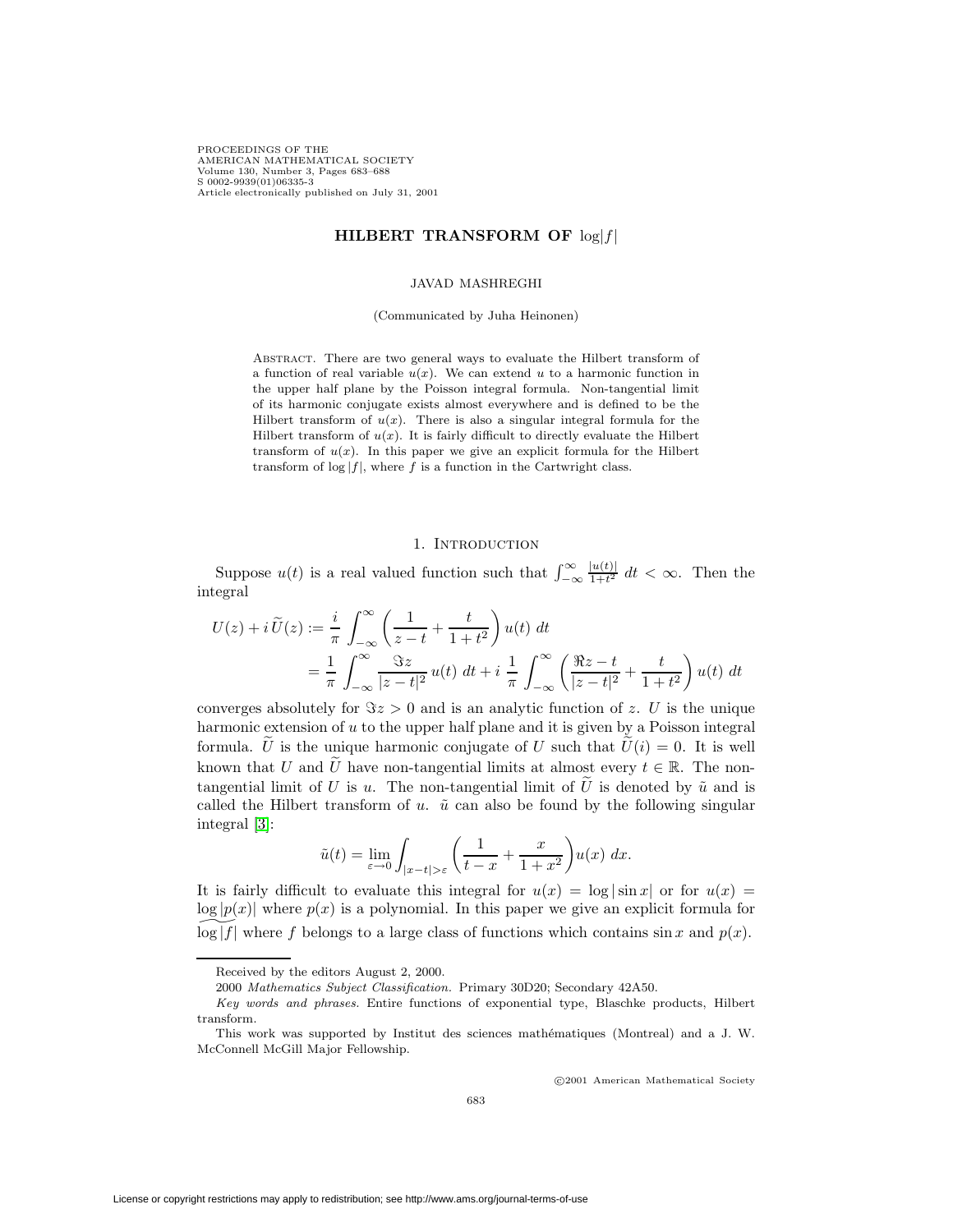# HILBERT TRANSFORM OF $\log|f|$

JAVAD MASHREGHI

(Communicated by Juha Heinonen)

Abstract. There are two general ways to evaluate the Hilbert transform of a function of real variable $u(x)$. We can extend $u$ to a harmonic function in the upper half plane by the Poisson integral formula. Non-tangential limit of its harmonic conjugate exists almost everywhere and is defined to be the Hilbert transform of $u(x)$. There is also a singular integral formula for the Hilbert transform of $u(x)$. It is fairly difficult to directly evaluate the Hilbert transform of $u(x)$. In this paper we give an explicit formula for the Hilbert transform of $\log|f|$, where $f$ is a function in the Cartwright class.

## 1. Introduction

Suppose $u(t)$ is a real valued function such that $\int_{-\infty}^{\infty} \frac{|u(t)|}{1+t^2}\, dt < \infty$. Then the integral

$$\begin{aligned} U(z) + i\,\widetilde{U}(z) &:= \frac{i}{\pi} \int_{-\infty}^{\infty} \left( \frac{1}{z-t} + \frac{t}{1+t^2} \right) u(t)\, dt \\ &= \frac{1}{\pi} \int_{-\infty}^{\infty} \frac{\Im z}{|z-t|^2}\, u(t)\, dt + i\, \frac{1}{\pi} \int_{-\infty}^{\infty} \left( \frac{\Re z - t}{|z-t|^2} + \frac{t}{1+t^2} \right) u(t)\, dt \end{aligned}$$

converges absolutely for $\Im z > 0$ and is an analytic function of $z$. $U$ is the unique harmonic extension of $u$ to the upper half plane and it is given by a Poisson integral formula. $\widetilde{U}$ is the unique harmonic conjugate of $U$ such that $\widetilde{U}(i) = 0$. It is well known that $U$ and $\widetilde{U}$ have non-tangential limits at almost every $t \in \mathbb{R}$. The non-tangential limit of $U$ is $u$. The non-tangential limit of $\widetilde{U}$ is denoted by $\tilde{u}$ and is called the Hilbert transform of $u$. $\tilde{u}$ can also be found by the following singular integral [3]:

$$\tilde{u}(t) = \lim_{\varepsilon \to 0} \int_{|x-t|>\varepsilon} \left( \frac{1}{t-x} + \frac{x}{1+x^2} \right) u(x)\, dx.$$

It is fairly difficult to evaluate this integral for $u(x) = \log|\sin x|$ or for $u(x) = \log|p(x)|$ where $p(x)$ is a polynomial. In this paper we give an explicit formula for $\widetilde{\log|f|}$ where $f$ belongs to a large class of functions which contains $\sin x$ and $p(x)$.

---

Received by the editors August 2, 2000.

2000 *Mathematics Subject Classification.* Primary 30D20; Secondary 42A50.

*Key words and phrases.* Entire functions of exponential type, Blaschke products, Hilbert transform.

This work was supported by Institut des sciences mathématiques (Montreal) and a J. W. McConnell McGill Major Fellowship.

©2001 American Mathematical Society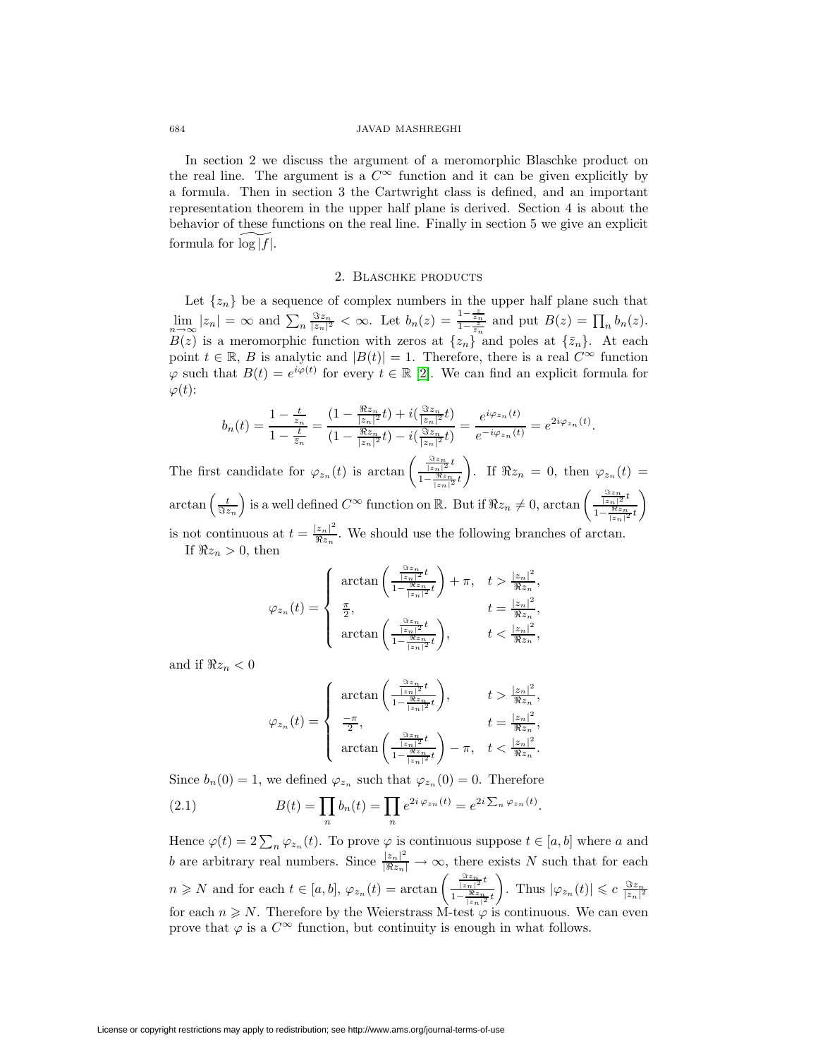In section 2 we discuss the argument of a meromorphic Blaschke product on the real line. The argument is a $C^\infty$ function and it can be given explicitly by a formula. Then in section 3 the Cartwright class is defined, and an important representation theorem in the upper half plane is derived. Section 4 is about the behavior of these functions on the real line. Finally in section 5 we give an explicit formula for $\widetilde{\log|f|}$.

## 2. Blaschke products

Let $\{z_n\}$ be a sequence of complex numbers in the upper half plane such that $\lim_{n\to\infty} |z_n| = \infty$ and $\sum_n \frac{\Im z_n}{|z_n|^2} < \infty$. Let $b_n(z) = \frac{1-\frac{z}{z_n}}{1-\frac{z}{\bar{z}_n}}$ and put $B(z) = \prod_n b_n(z)$. $B(z)$ is a meromorphic function with zeros at $\{z_n\}$ and poles at $\{\bar{z}_n\}$. At each point $t \in \mathbb{R}$, $B$ is analytic and $|B(t)| = 1$. Therefore, there is a real $C^\infty$ function $\varphi$ such that $B(t) = e^{i\varphi(t)}$ for every $t \in \mathbb{R}$ [2]. We can find an explicit formula for $\varphi(t)$:

$$b_n(t) = \frac{1-\frac{t}{z_n}}{1-\frac{t}{\bar{z}_n}} = \frac{(1-\frac{\Re z_n}{|z_n|^2}t) + i(\frac{\Im z_n}{|z_n|^2}t)}{(1-\frac{\Re z_n}{|z_n|^2}t) - i(\frac{\Im z_n}{|z_n|^2}t)} = \frac{e^{i\varphi_{z_n}(t)}}{e^{-i\varphi_{z_n}(t)}} = e^{2i\varphi_{z_n}(t)}.$$

The first candidate for $\varphi_{z_n}(t)$ is $\arctan\left(\frac{\frac{\Im z_n}{|z_n|^2}t}{1-\frac{\Re z_n}{|z_n|^2}t}\right)$. If $\Re z_n = 0$, then $\varphi_{z_n}(t) = \arctan\left(\frac{t}{\Im z_n}\right)$ is a well defined $C^\infty$ function on $\mathbb{R}$. But if $\Re z_n \neq 0$, $\arctan\left(\frac{\frac{\Im z_n}{|z_n|^2}t}{1-\frac{\Re z_n}{|z_n|^2}t}\right)$ is not continuous at $t = \frac{|z_n|^2}{\Re z_n}$. We should use the following branches of arctan.

If $\Re z_n > 0$, then

$$\varphi_{z_n}(t) = \begin{cases} \arctan\left(\frac{\frac{\Im z_n}{|z_n|^2}t}{1-\frac{\Re z_n}{|z_n|^2}t}\right) + \pi, & t > \frac{|z_n|^2}{\Re z_n}, \\ \frac{\pi}{2}, & t = \frac{|z_n|^2}{\Re z_n}, \\ \arctan\left(\frac{\frac{\Im z_n}{|z_n|^2}t}{1-\frac{\Re z_n}{|z_n|^2}t}\right), & t < \frac{|z_n|^2}{\Re z_n}, \end{cases}$$

and if $\Re z_n < 0$

$$\varphi_{z_n}(t) = \begin{cases} \arctan\left(\frac{\frac{\Im z_n}{|z_n|^2}t}{1-\frac{\Re z_n}{|z_n|^2}t}\right), & t > \frac{|z_n|^2}{\Re z_n}, \\ \frac{-\pi}{2}, & t = \frac{|z_n|^2}{\Re z_n}, \\ \arctan\left(\frac{\frac{\Im z_n}{|z_n|^2}t}{1-\frac{\Re z_n}{|z_n|^2}t}\right) - \pi, & t < \frac{|z_n|^2}{\Re z_n}. \end{cases}$$

Since $b_n(0) = 1$, we defined $\varphi_{z_n}$ such that $\varphi_{z_n}(0) = 0$. Therefore

$$B(t) = \prod_n b_n(t) = \prod_n e^{2i\,\varphi_{z_n}(t)} = e^{2i\sum_n \varphi_{z_n}(t)}. \tag{2.1}$$

Hence $\varphi(t) = 2\sum_n \varphi_{z_n}(t)$. To prove $\varphi$ is continuous suppose $t \in [a,b]$ where $a$ and $b$ are arbitrary real numbers. Since $\frac{|z_n|^2}{|\Re z_n|} \to \infty$, there exists $N$ such that for each $n \geqslant N$ and for each $t \in [a,b]$, $\varphi_{z_n}(t) = \arctan\left(\frac{\frac{\Im z_n}{|z_n|^2}t}{1-\frac{\Re z_n}{|z_n|^2}t}\right)$. Thus $|\varphi_{z_n}(t)| \leqslant c\ \frac{\Im z_n}{|z_n|^2}$ for each $n \geqslant N$. Therefore by the Weierstrass M-test $\varphi$ is continuous. We can even prove that $\varphi$ is a $C^\infty$ function, but continuity is enough in what follows.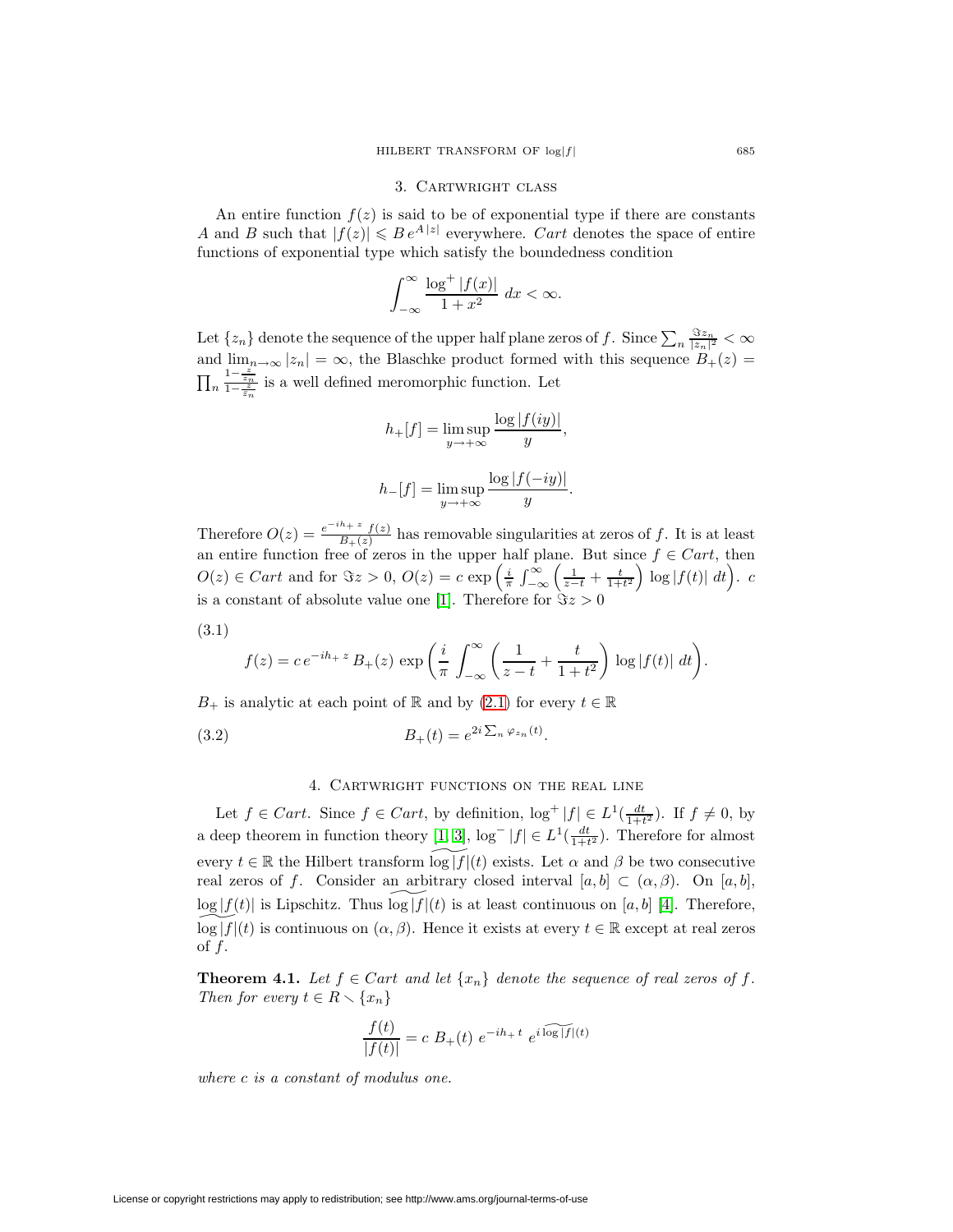## 3. Cartwright class

An entire function $f(z)$ is said to be of exponential type if there are constants $A$ and $B$ such that $|f(z)| \leqslant B\, e^{A\,|z|}$ everywhere. *Cart* denotes the space of entire functions of exponential type which satisfy the boundedness condition

$$\int_{-\infty}^{\infty} \frac{\log^+ |f(x)|}{1+x^2}\; dx < \infty.$$

Let $\{z_n\}$ denote the sequence of the upper half plane zeros of $f$. Since $\sum_n \frac{\Im z_n}{|z_n|^2} < \infty$ and $\lim_{n\to\infty} |z_n| = \infty$, the Blaschke product formed with this sequence $B_+(z) = \prod_n \frac{1-\frac{z}{z_n}}{1-\frac{z}{\bar{z}_n}}$ is a well defined meromorphic function. Let

$$h_+[f] = \limsup_{y\to+\infty} \frac{\log|f(iy)|}{y},$$

$$h_-[f] = \limsup_{y\to+\infty} \frac{\log|f(-iy)|}{y}.$$

Therefore $O(z) = \frac{e^{-ih_+\, z}\, f(z)}{B_+(z)}$ has removable singularities at zeros of $f$. It is at least an entire function free of zeros in the upper half plane. But since $f \in Cart$, then $O(z) \in Cart$ and for $\Im z > 0$, $O(z) = c\, \exp\left(\frac{i}{\pi}\int_{-\infty}^{\infty}\left(\frac{1}{z-t} + \frac{t}{1+t^2}\right)\log|f(t)|\; dt\right)$. $c$ is a constant of absolute value one [1]. Therefore for $\Im z > 0$

(3.1)
$$f(z) = c\, e^{-ih_+\, z}\, B_+(z)\, \exp\left(\frac{i}{\pi}\int_{-\infty}^{\infty}\left(\frac{1}{z-t} + \frac{t}{1+t^2}\right)\log|f(t)|\; dt\right).$$

$B_+$ is analytic at each point of $\mathbb{R}$ and by (2.1) for every $t \in \mathbb{R}$

(3.2)
$$B_+(t) = e^{2i\sum_n \varphi_{z_n}(t)}.$$

## 4. Cartwright functions on the real line

Let $f \in Cart$. Since $f \in Cart$, by definition, $\log^+|f| \in L^1(\frac{dt}{1+t^2})$. If $f \neq 0$, by a deep theorem in function theory [1, 3], $\log^-|f| \in L^1(\frac{dt}{1+t^2})$. Therefore for almost every $t \in \mathbb{R}$ the Hilbert transform $\widetilde{\log|f|}(t)$ exists. Let $\alpha$ and $\beta$ be two consecutive real zeros of $f$. Consider an arbitrary closed interval $[a,b] \subset (\alpha,\beta)$. On $[a,b]$, $\log|f(t)|$ is Lipschitz. Thus $\widetilde{\log|f|}(t)$ is at least continuous on $[a,b]$ [4]. Therefore, $\widetilde{\log|f|}(t)$ is continuous on $(\alpha,\beta)$. Hence it exists at every $t \in \mathbb{R}$ except at real zeros of $f$.

**Theorem 4.1.** *Let $f \in Cart$ and let $\{x_n\}$ denote the sequence of real zeros of $f$. Then for every $t \in R \smallsetminus \{x_n\}$*

$$\frac{f(t)}{|f(t)|} = c\; B_+(t)\; e^{-ih_+\, t}\; e^{i\,\widetilde{\log|f|}(t)}$$

*where $c$ is a constant of modulus one.*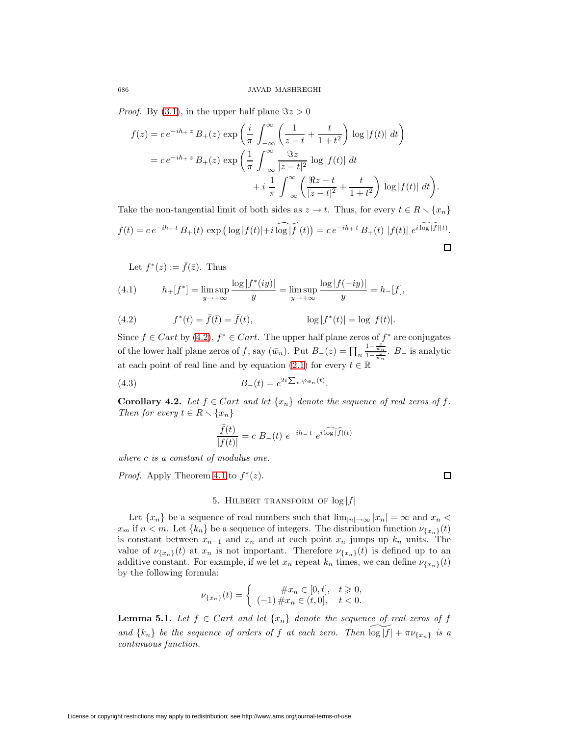*Proof.* By (3.1), in the upper half plane $\Im z > 0$

$$
\begin{aligned}
f(z) &= c\, e^{-ih_+ z}\, B_+(z)\, \exp\left( \frac{i}{\pi} \int_{-\infty}^{\infty} \left( \frac{1}{z-t} + \frac{t}{1+t^2} \right) \log|f(t)|\; dt \right) \\
&= c\, e^{-ih_+ z}\, B_+(z)\, \exp\left( \frac{1}{\pi} \int_{-\infty}^{\infty} \frac{\Im z}{|z-t|^2} \log|f(t)|\; dt \right. \\
&\qquad\qquad \left. + i\, \frac{1}{\pi} \int_{-\infty}^{\infty} \left( \frac{\Re z - t}{|z-t|^2} + \frac{t}{1+t^2} \right) \log|f(t)|\; dt \right).
\end{aligned}
$$

Take the non-tangential limit of both sides as $z \to t$. Thus, for every $t \in R \setminus \{x_n\}$

$$
f(t) = c\, e^{-ih_+ t}\, B_+(t)\, \exp\big( \log|f(t)| + i\, \widetilde{\log|f|}(t) \big) = c\, e^{-ih_+ t}\, B_+(t)\; |f(t)|\; e^{i\, \widetilde{\log|f|}(t)}.
$$

∎

Let $f^*(z) := \bar{f}(\bar{z})$. Thus

$$
h_+[f^*] = \limsup_{y \to +\infty} \frac{\log|f^*(iy)|}{y} = \limsup_{y \to +\infty} \frac{\log|f(-iy)|}{y} = h_-[f], \tag{4.1}
$$

$$
f^*(t) = \bar{f}(\bar{t}) = \bar{f}(t), \qquad\qquad \log|f^*(t)| = \log|f(t)|. \tag{4.2}
$$

Since $f \in Cart$ by (4.2), $f^* \in Cart$. The upper half plane zeros of $f^*$ are conjugates of the lower half plane zeros of $f$, say $(\bar{w}_n)$. Put $B_-(z) = \prod_n \frac{1 - \frac{z}{\bar{w}_n}}{1 - \frac{z}{w_n}}$. $B_-$ is analytic at each point of real line and by equation (2.1) for every $t \in \mathbb{R}$

$$
B_-(t) = e^{2i \sum_n \varphi_{\bar{w}_n}(t)}. \tag{4.3}
$$

**Corollary 4.2.** *Let $f \in Cart$ and let $\{x_n\}$ denote the sequence of real zeros of $f$. Then for every $t \in R \setminus \{x_n\}$*

$$
\frac{\bar{f}(t)}{|f(t)|} = c\; B_-(t)\; e^{-ih_- t}\; e^{i\, \widetilde{\log|f|}(t)}
$$

*where $c$ is a constant of modulus one.*

*Proof.* Apply Theorem 4.1 to $f^*(z)$. ∎

## 5. Hilbert transform of $\log|f|$

Let $\{x_n\}$ be a sequence of real numbers such that $\lim_{|n| \to \infty} |x_n| = \infty$ and $x_n < x_m$ if $n < m$. Let $\{k_n\}$ be a sequence of integers. The distribution function $\nu_{\{x_n\}}(t)$ is constant between $x_{n-1}$ and $x_n$ and at each point $x_n$ jumps up $k_n$ units. The value of $\nu_{\{x_n\}}(t)$ at $x_n$ is not important. Therefore $\nu_{\{x_n\}}(t)$ is defined up to an additive constant. For example, if we let $x_n$ repeat $k_n$ times, we can define $\nu_{\{x_n\}}(t)$ by the following formula:

$$
\nu_{\{x_n\}}(t) = \begin{cases} \#x_n \in [0, t], & t \geqslant 0, \\ (-1)\, \#x_n \in (t, 0], & t < 0. \end{cases}
$$

**Lemma 5.1.** *Let $f \in Cart$ and let $\{x_n\}$ denote the sequence of real zeros of $f$ and $\{k_n\}$ be the sequence of orders of $f$ at each zero. Then $\widetilde{\log|f|} + \pi \nu_{\{x_n\}}$ is a continuous function.*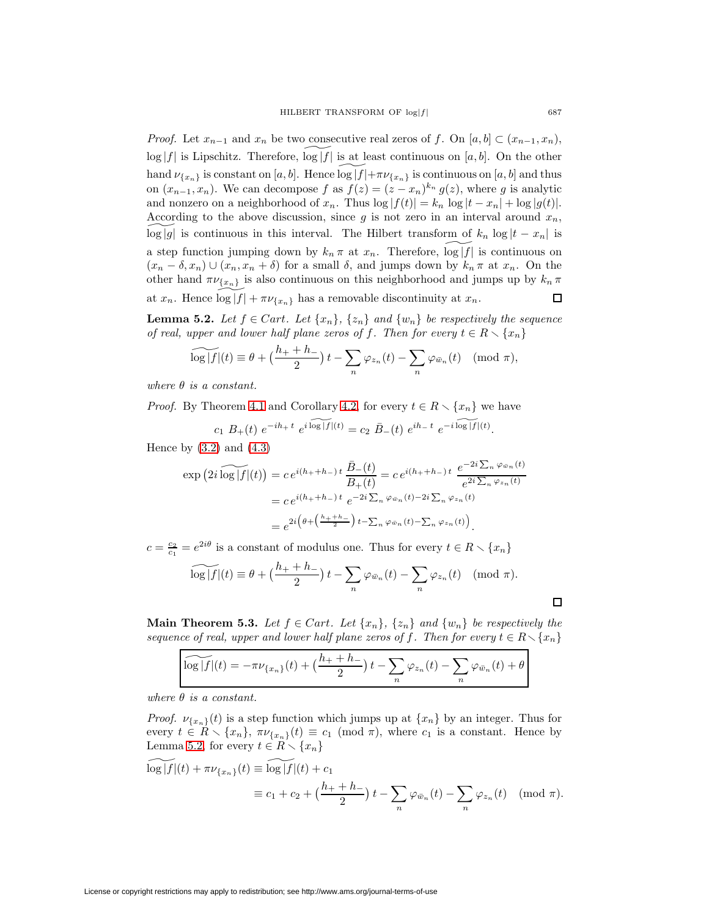*Proof.* Let $x_{n-1}$ and $x_n$ be two consecutive real zeros of $f$. On $[a,b] \subset (x_{n-1}, x_n)$, $\log|f|$ is Lipschitz. Therefore, $\widetilde{\log|f|}$ is at least continuous on $[a,b]$. On the other hand $\nu_{\{x_n\}}$ is constant on $[a,b]$. Hence $\widetilde{\log|f|} + \pi\nu_{\{x_n\}}$ is continuous on $[a,b]$ and thus on $(x_{n-1}, x_n)$. We can decompose $f$ as $f(z) = (z - x_n)^{k_n} g(z)$, where $g$ is analytic and nonzero on a neighborhood of $x_n$. Thus $\log|f(t)| = k_n \log|t - x_n| + \log|g(t)|$. According to the above discussion, since $g$ is not zero in an interval around $x_n$, $\widetilde{\log|g|}$ is continuous in this interval. The Hilbert transform of $k_n \log|t - x_n|$ is a step function jumping down by $k_n\pi$ at $x_n$. Therefore, $\widetilde{\log|f|}$ is continuous on $(x_n - \delta, x_n) \cup (x_n, x_n + \delta)$ for a small $\delta$, and jumps down by $k_n\pi$ at $x_n$. On the other hand $\pi\nu_{\{x_n\}}$ is also continuous on this neighborhood and jumps up by $k_n\pi$ at $x_n$. Hence $\widetilde{\log|f|} + \pi\nu_{\{x_n\}}$ has a removable discontinuity at $x_n$. $\square$

**Lemma 5.2.** *Let $f \in Cart$. Let $\{x_n\}$, $\{z_n\}$ and $\{w_n\}$ be respectively the sequence of real, upper and lower half plane zeros of $f$. Then for every $t \in R \setminus \{x_n\}$*

$$\widetilde{\log|f|}(t) \equiv \theta + \big(\frac{h_+ + h_-}{2}\big)\, t - \sum_n \varphi_{z_n}(t) - \sum_n \varphi_{\bar{w}_n}(t) \pmod{\pi},$$

*where $\theta$ is a constant.*

*Proof.* By Theorem 4.1 and Corollary 4.2, for every $t \in R \setminus \{x_n\}$ we have

$$c_1\; B_+(t)\; e^{-ih_+\, t}\; e^{i\,\widetilde{\log|f|}(t)} = c_2\; \bar{B}_-(t)\; e^{ih_-\, t}\; e^{-i\,\widetilde{\log|f|}(t)}.$$

Hence by (3.2) and (4.3)

$$\begin{aligned}
\exp\big(2i\,\widetilde{\log|f|}(t)\big) &= c\, e^{i(h_+ + h_-)\, t}\, \frac{\bar{B}_-(t)}{B_+(t)} = c\, e^{i(h_+ + h_-)\, t}\, \frac{e^{-2i\sum_n \varphi_{\bar{w}_n}(t)}}{e^{2i\sum_n \varphi_{z_n}(t)}} \\
&= c\, e^{i(h_+ + h_-)\, t}\; e^{-2i\sum_n \varphi_{\bar{w}_n}(t) - 2i\sum_n \varphi_{z_n}(t)} \\
&= e^{2i\left(\theta + \left(\frac{h_+ + h_-}{2}\right)t - \sum_n \varphi_{\bar{w}_n}(t) - \sum_n \varphi_{z_n}(t)\right)}.
\end{aligned}$$

$c = \frac{c_2}{c_1} = e^{2i\theta}$ is a constant of modulus one. Thus for every $t \in R \setminus \{x_n\}$

$$\widetilde{\log|f|}(t) \equiv \theta + \big(\frac{h_+ + h_-}{2}\big)\, t - \sum_n \varphi_{\bar{w}_n}(t) - \sum_n \varphi_{z_n}(t) \pmod{\pi}.$$

$\square$

**Main Theorem 5.3.** *Let $f \in Cart$. Let $\{x_n\}$, $\{z_n\}$ and $\{w_n\}$ be respectively the sequence of real, upper and lower half plane zeros of $f$. Then for every $t \in R \setminus \{x_n\}$*

$$\boxed{\widetilde{\log|f|}(t) = -\pi\nu_{\{x_n\}}(t) + \big(\frac{h_+ + h_-}{2}\big)\, t - \sum_n \varphi_{z_n}(t) - \sum_n \varphi_{\bar{w}_n}(t) + \theta}$$

*where $\theta$ is a constant.*

*Proof.* $\nu_{\{x_n\}}(t)$ is a step function which jumps up at $\{x_n\}$ by an integer. Thus for every $t \in R \setminus \{x_n\}$, $\pi\nu_{\{x_n\}}(t) \equiv c_1 \pmod{\pi}$, where $c_1$ is a constant. Hence by Lemma 5.2, for every $t \in R \setminus \{x_n\}$

$$\begin{aligned}
\widetilde{\log|f|}(t) + \pi\nu_{\{x_n\}}(t) &\equiv \widetilde{\log|f|}(t) + c_1 \\
&\equiv c_1 + c_2 + \big(\frac{h_+ + h_-}{2}\big)\, t - \sum_n \varphi_{\bar{w}_n}(t) - \sum_n \varphi_{z_n}(t) \pmod{\pi}.
\end{aligned}$$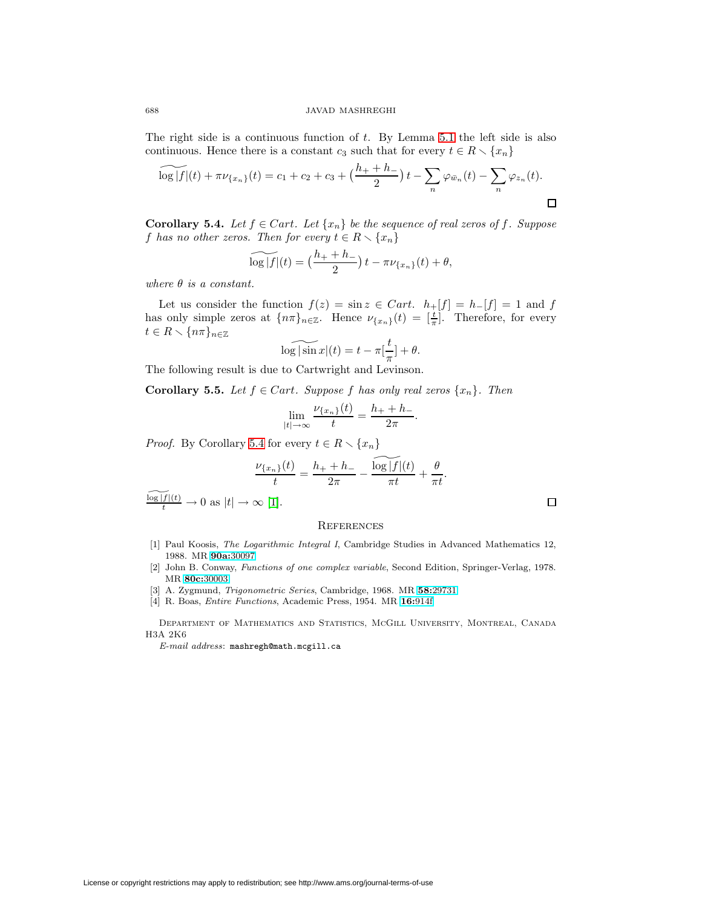The right side is a continuous function of $t$. By Lemma 5.1 the left side is also continuous. Hence there is a constant $c_3$ such that for every $t \in R \setminus \{x_n\}$

$$\widetilde{\log|f|}(t) + \pi\nu_{\{x_n\}}(t) = c_1 + c_2 + c_3 + \big(\frac{h_+ + h_-}{2}\big)\, t - \sum_n \varphi_{\bar{w}_n}(t) - \sum_n \varphi_{z_n}(t).$$

□

**Corollary 5.4.** *Let $f \in Cart$. Let $\{x_n\}$ be the sequence of real zeros of $f$. Suppose $f$ has no other zeros. Then for every $t \in R \setminus \{x_n\}$*

$$\widetilde{\log|f|}(t) = \big(\frac{h_+ + h_-}{2}\big)\, t - \pi\nu_{\{x_n\}}(t) + \theta,$$

*where $\theta$ is a constant.*

Let us consider the function $f(z) = \sin z \in Cart$. $h_+[f] = h_-[f] = 1$ and $f$ has only simple zeros at $\{n\pi\}_{n\in\mathbb{Z}}$. Hence $\nu_{\{x_n\}}(t) = [\frac{t}{\pi}]$. Therefore, for every $t \in R \setminus \{n\pi\}_{n\in\mathbb{Z}}$

$$\widetilde{\log|\sin x|}(t) = t - \pi[\frac{t}{\pi}] + \theta.$$

The following result is due to Cartwright and Levinson.

**Corollary 5.5.** *Let $f \in Cart$. Suppose $f$ has only real zeros $\{x_n\}$. Then*

$$\lim_{|t|\to\infty} \frac{\nu_{\{x_n\}}(t)}{t} = \frac{h_+ + h_-}{2\pi}.$$

*Proof.* By Corollary 5.4 for every $t \in R \setminus \{x_n\}$

$$\frac{\nu_{\{x_n\}}(t)}{t} = \frac{h_+ + h_-}{2\pi} - \frac{\widetilde{\log|f|}(t)}{\pi t} + \frac{\theta}{\pi t}.$$

$\frac{\widetilde{\log|f|}(t)}{t} \to 0$ as $|t| \to \infty$ [1]. □

## References

[1] Paul Koosis, *The Logarithmic Integral I*, Cambridge Studies in Advanced Mathematics 12, 1988. MR **90a:**30097

[2] John B. Conway, *Functions of one complex variable*, Second Edition, Springer-Verlag, 1978. MR **80c:**30003

[3] A. Zygmund, *Trigonometric Series*, Cambridge, 1968. MR **58:**29731

[4] R. Boas, *Entire Functions*, Academic Press, 1954. MR **16:**914f

Department of Mathematics and Statistics, McGill University, Montreal, Canada H3A 2K6

*E-mail address*: `mashregh@math.mcgill.ca`